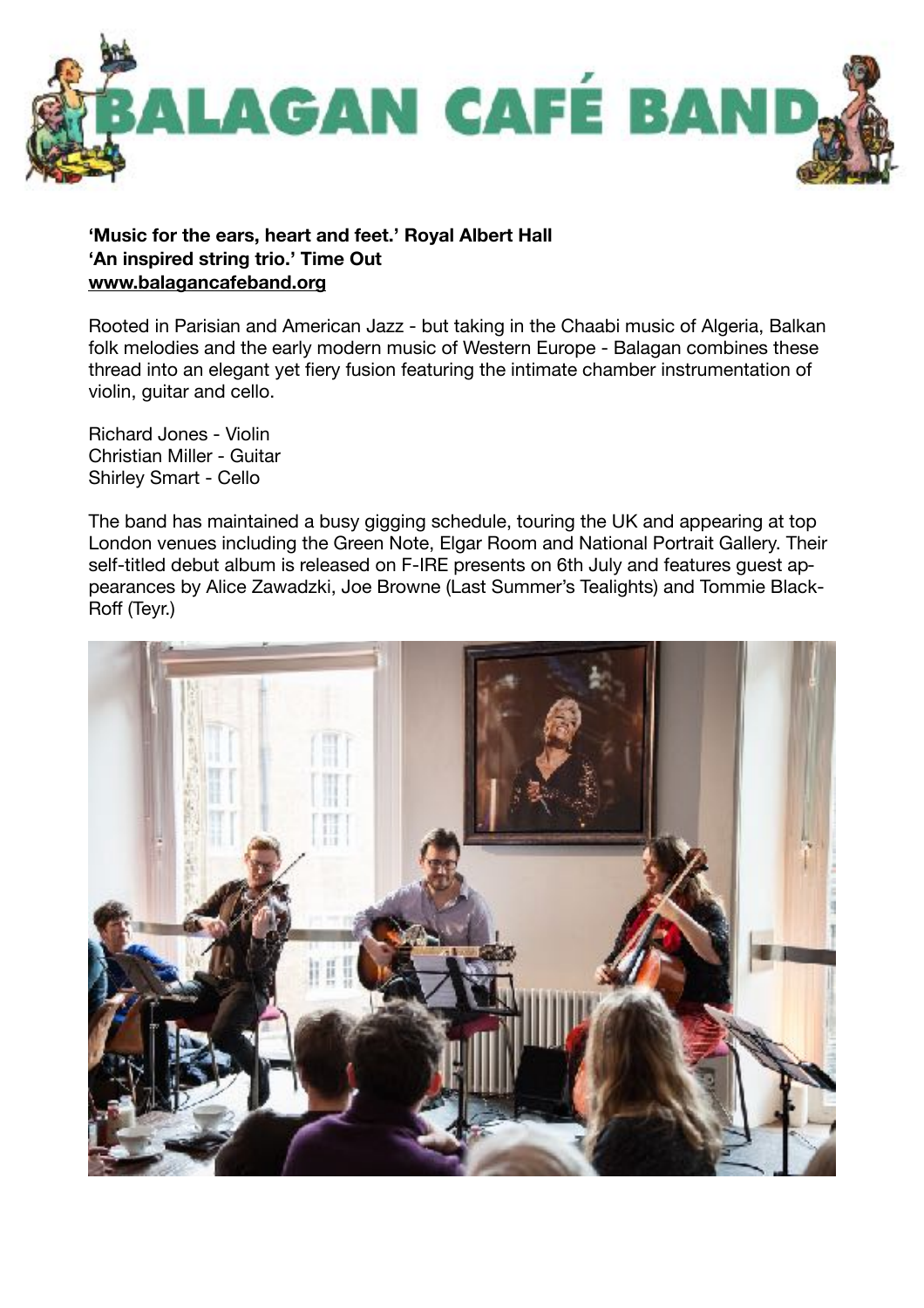# BALAGAN CAFÉ BAND

**'Music for the ears, heart and feet.' Royal Albert Hall**
**'An inspired string trio.' Time Out**
**www.balagancafeband.org**

Rooted in Parisian and American Jazz - but taking in the Chaabi music of Algeria, Balkan folk melodies and the early modern music of Western Europe - Balagan combines these thread into an elegant yet fiery fusion featuring the intimate chamber instrumentation of violin, guitar and cello.

Richard Jones - Violin
Christian Miller - Guitar
Shirley Smart - Cello

The band has maintained a busy gigging schedule, touring the UK and appearing at top London venues including the Green Note, Elgar Room and National Portrait Gallery. Their self-titled debut album is released on F-IRE presents on 6th July and features guest appearances by Alice Zawadzki, Joe Browne (Last Summer's Tealights) and Tommie Black-Roff (Teyr.)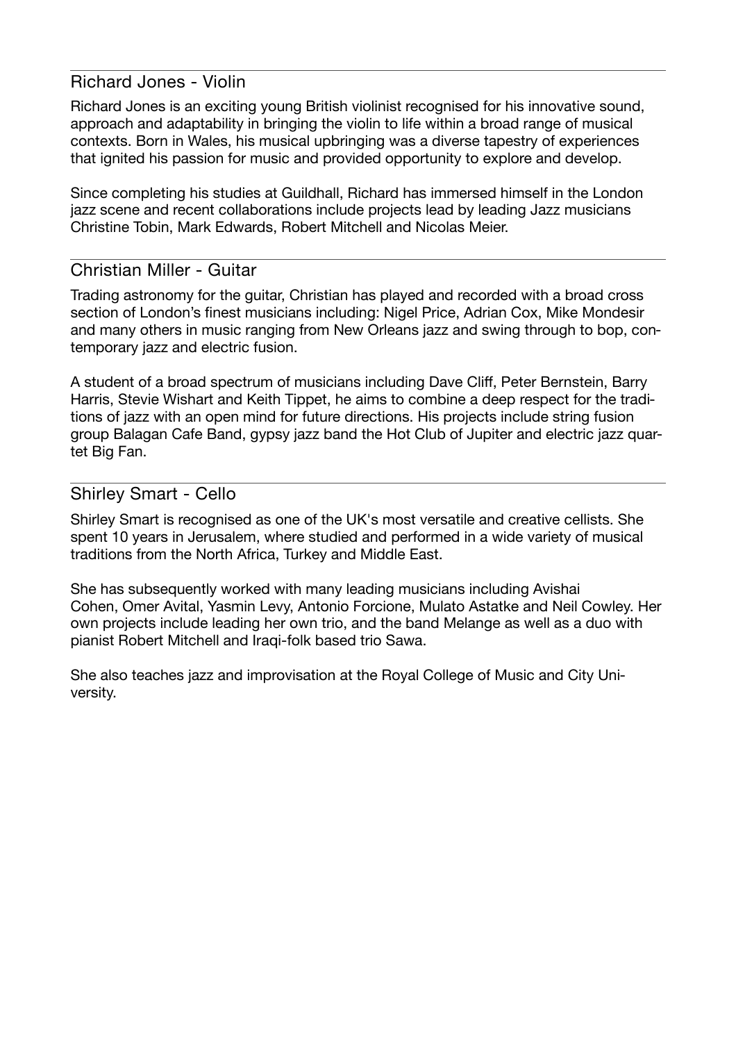## Richard Jones - Violin

Richard Jones is an exciting young British violinist recognised for his innovative sound, approach and adaptability in bringing the violin to life within a broad range of musical contexts. Born in Wales, his musical upbringing was a diverse tapestry of experiences that ignited his passion for music and provided opportunity to explore and develop.

Since completing his studies at Guildhall, Richard has immersed himself in the London jazz scene and recent collaborations include projects lead by leading Jazz musicians Christine Tobin, Mark Edwards, Robert Mitchell and Nicolas Meier.

## Christian Miller - Guitar

Trading astronomy for the guitar, Christian has played and recorded with a broad cross section of London's finest musicians including: Nigel Price, Adrian Cox, Mike Mondesir and many others in music ranging from New Orleans jazz and swing through to bop, contemporary jazz and electric fusion.

A student of a broad spectrum of musicians including Dave Cliff, Peter Bernstein, Barry Harris, Stevie Wishart and Keith Tippet, he aims to combine a deep respect for the traditions of jazz with an open mind for future directions. His projects include string fusion group Balagan Cafe Band, gypsy jazz band the Hot Club of Jupiter and electric jazz quartet Big Fan.

## Shirley Smart - Cello

Shirley Smart is recognised as one of the UK's most versatile and creative cellists. She spent 10 years in Jerusalem, where studied and performed in a wide variety of musical traditions from the North Africa, Turkey and Middle East.

She has subsequently worked with many leading musicians including Avishai Cohen, Omer Avital, Yasmin Levy, Antonio Forcione, Mulato Astatke and Neil Cowley. Her own projects include leading her own trio, and the band Melange as well as a duo with pianist Robert Mitchell and Iraqi-folk based trio Sawa.

She also teaches jazz and improvisation at the Royal College of Music and City University.